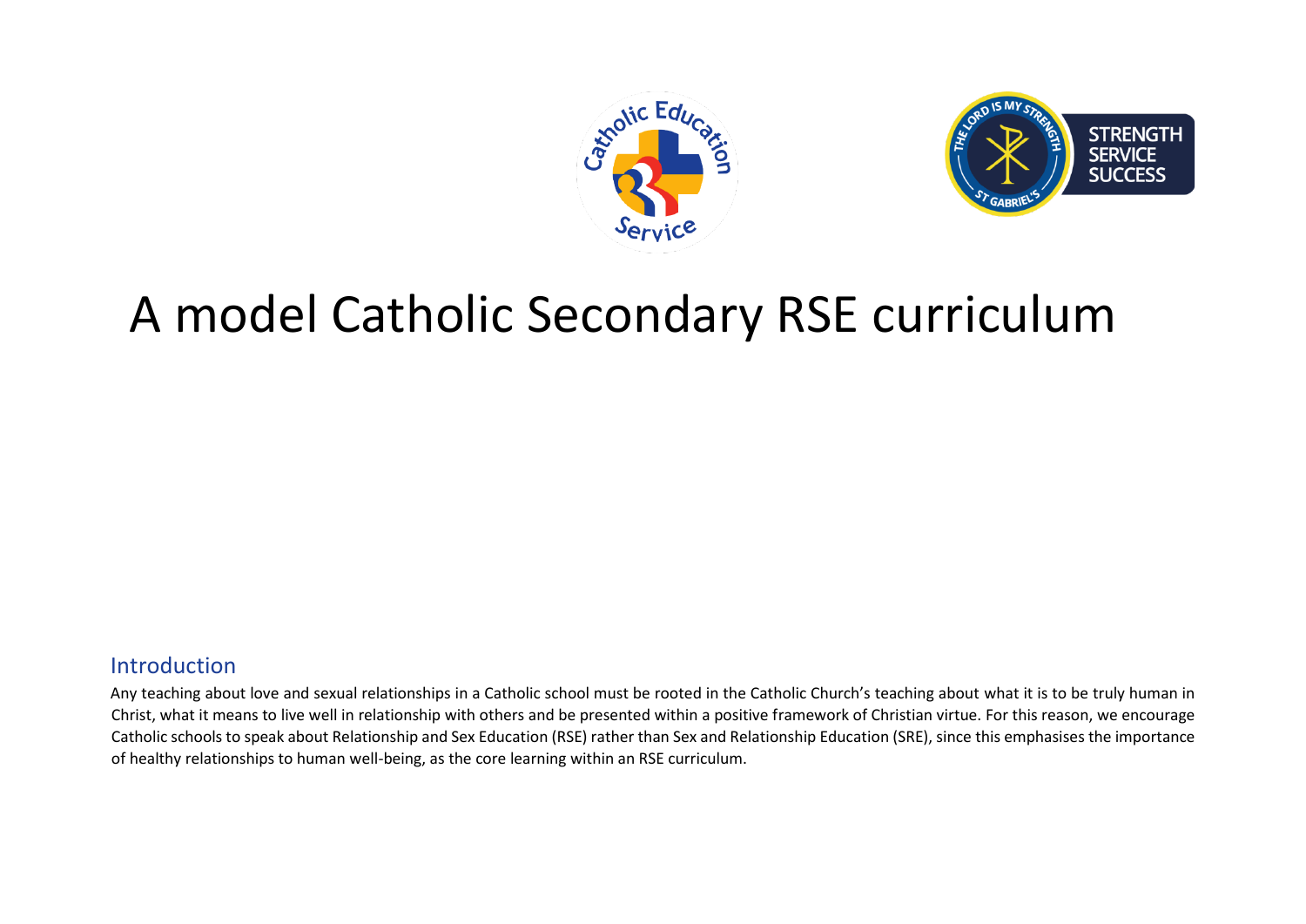# A model Catholic Secondary RSE curriculum

## Introduction

Any teaching about love and sexual relationships in a Catholic school must be rooted in the Catholic Church's teaching about what it is to be truly human in Christ, what it means to live well in relationship with others and be presented within a positive framework of Christian virtue. For this reason, we encourage Catholic schools to speak about Relationship and Sex Education (RSE) rather than Sex and Relationship Education (SRE), since this emphasises the importance of healthy relationships to human well-being, as the core learning within an RSE curriculum.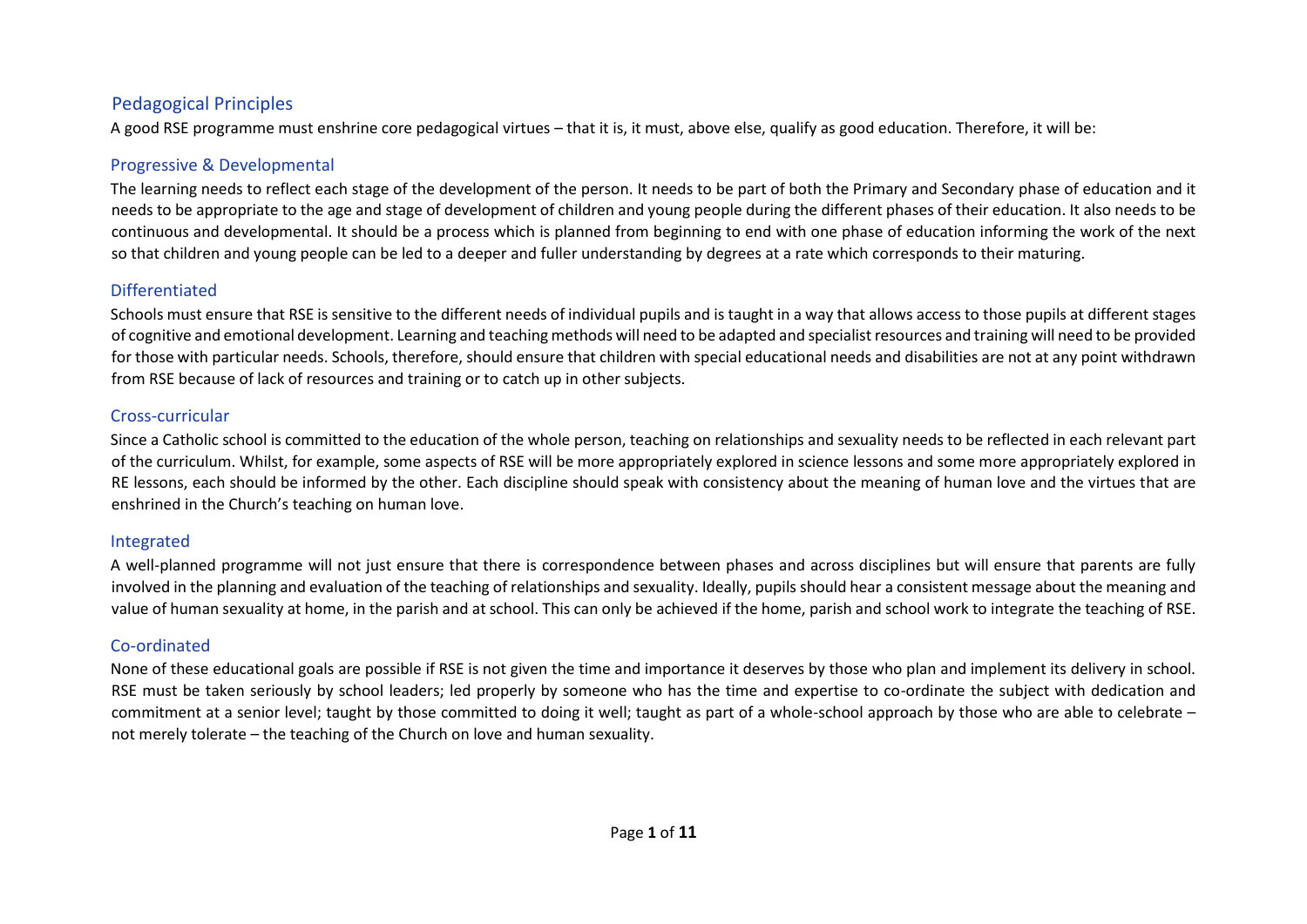## Pedagogical Principles

A good RSE programme must enshrine core pedagogical virtues – that it is, it must, above else, qualify as good education. Therefore, it will be:

### Progressive & Developmental

The learning needs to reflect each stage of the development of the person. It needs to be part of both the Primary and Secondary phase of education and it needs to be appropriate to the age and stage of development of children and young people during the different phases of their education. It also needs to be continuous and developmental. It should be a process which is planned from beginning to end with one phase of education informing the work of the next so that children and young people can be led to a deeper and fuller understanding by degrees at a rate which corresponds to their maturing.

### Differentiated

Schools must ensure that RSE is sensitive to the different needs of individual pupils and is taught in a way that allows access to those pupils at different stages of cognitive and emotional development. Learning and teaching methods will need to be adapted and specialist resources and training will need to be provided for those with particular needs. Schools, therefore, should ensure that children with special educational needs and disabilities are not at any point withdrawn from RSE because of lack of resources and training or to catch up in other subjects.

### Cross-curricular

Since a Catholic school is committed to the education of the whole person, teaching on relationships and sexuality needs to be reflected in each relevant part of the curriculum. Whilst, for example, some aspects of RSE will be more appropriately explored in science lessons and some more appropriately explored in RE lessons, each should be informed by the other. Each discipline should speak with consistency about the meaning of human love and the virtues that are enshrined in the Church's teaching on human love.

### Integrated

A well-planned programme will not just ensure that there is correspondence between phases and across disciplines but will ensure that parents are fully involved in the planning and evaluation of the teaching of relationships and sexuality. Ideally, pupils should hear a consistent message about the meaning and value of human sexuality at home, in the parish and at school. This can only be achieved if the home, parish and school work to integrate the teaching of RSE.

### Co-ordinated

None of these educational goals are possible if RSE is not given the time and importance it deserves by those who plan and implement its delivery in school. RSE must be taken seriously by school leaders; led properly by someone who has the time and expertise to co-ordinate the subject with dedication and commitment at a senior level; taught by those committed to doing it well; taught as part of a whole-school approach by those who are able to celebrate – not merely tolerate – the teaching of the Church on love and human sexuality.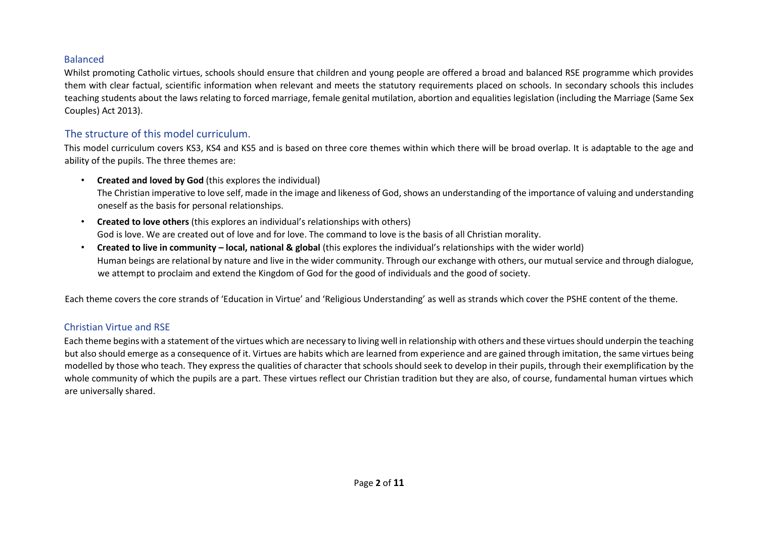### Balanced

Whilst promoting Catholic virtues, schools should ensure that children and young people are offered a broad and balanced RSE programme which provides them with clear factual, scientific information when relevant and meets the statutory requirements placed on schools. In secondary schools this includes teaching students about the laws relating to forced marriage, female genital mutilation, abortion and equalities legislation (including the Marriage (Same Sex Couples) Act 2013).

## The structure of this model curriculum.

This model curriculum covers KS3, KS4 and KS5 and is based on three core themes within which there will be broad overlap. It is adaptable to the age and ability of the pupils. The three themes are:

- **Created and loved by God** (this explores the individual)
  The Christian imperative to love self, made in the image and likeness of God, shows an understanding of the importance of valuing and understanding oneself as the basis for personal relationships.
- **Created to love others** (this explores an individual's relationships with others)
  God is love. We are created out of love and for love. The command to love is the basis of all Christian morality.
- **Created to live in community – local, national & global** (this explores the individual's relationships with the wider world)
  Human beings are relational by nature and live in the wider community. Through our exchange with others, our mutual service and through dialogue, we attempt to proclaim and extend the Kingdom of God for the good of individuals and the good of society.

Each theme covers the core strands of 'Education in Virtue' and 'Religious Understanding' as well as strands which cover the PSHE content of the theme.

### Christian Virtue and RSE

Each theme begins with a statement of the virtues which are necessary to living well in relationship with others and these virtues should underpin the teaching but also should emerge as a consequence of it. Virtues are habits which are learned from experience and are gained through imitation, the same virtues being modelled by those who teach. They express the qualities of character that schools should seek to develop in their pupils, through their exemplification by the whole community of which the pupils are a part. These virtues reflect our Christian tradition but they are also, of course, fundamental human virtues which are universally shared.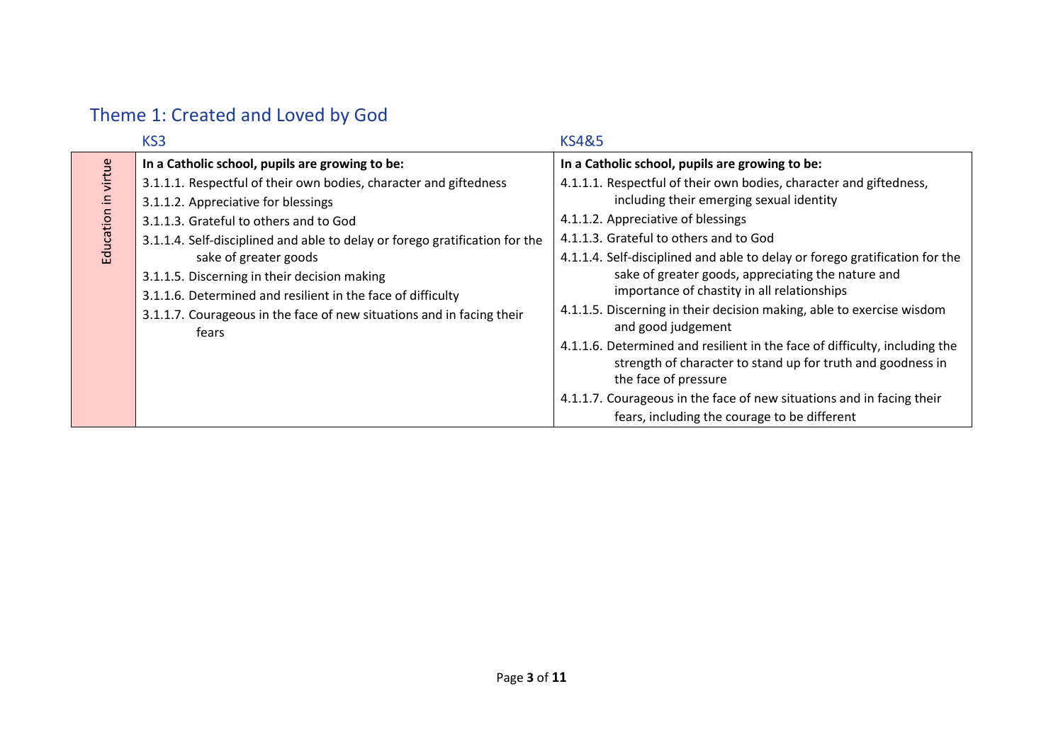## Theme 1: Created and Loved by God

| | KS3 | KS4&5 |
|---|---|---|
| Education in virtue | **In a Catholic school, pupils are growing to be:**<br>3.1.1.1. Respectful of their own bodies, character and giftedness<br>3.1.1.2. Appreciative for blessings<br>3.1.1.3. Grateful to others and to God<br>3.1.1.4. Self-disciplined and able to delay or forego gratification for the sake of greater goods<br>3.1.1.5. Discerning in their decision making<br>3.1.1.6. Determined and resilient in the face of difficulty<br>3.1.1.7. Courageous in the face of new situations and in facing their fears | **In a Catholic school, pupils are growing to be:**<br>4.1.1.1. Respectful of their own bodies, character and giftedness, including their emerging sexual identity<br>4.1.1.2. Appreciative of blessings<br>4.1.1.3. Grateful to others and to God<br>4.1.1.4. Self-disciplined and able to delay or forego gratification for the sake of greater goods, appreciating the nature and importance of chastity in all relationships<br>4.1.1.5. Discerning in their decision making, able to exercise wisdom and good judgement<br>4.1.1.6. Determined and resilient in the face of difficulty, including the strength of character to stand up for truth and goodness in the face of pressure<br>4.1.1.7. Courageous in the face of new situations and in facing their fears, including the courage to be different |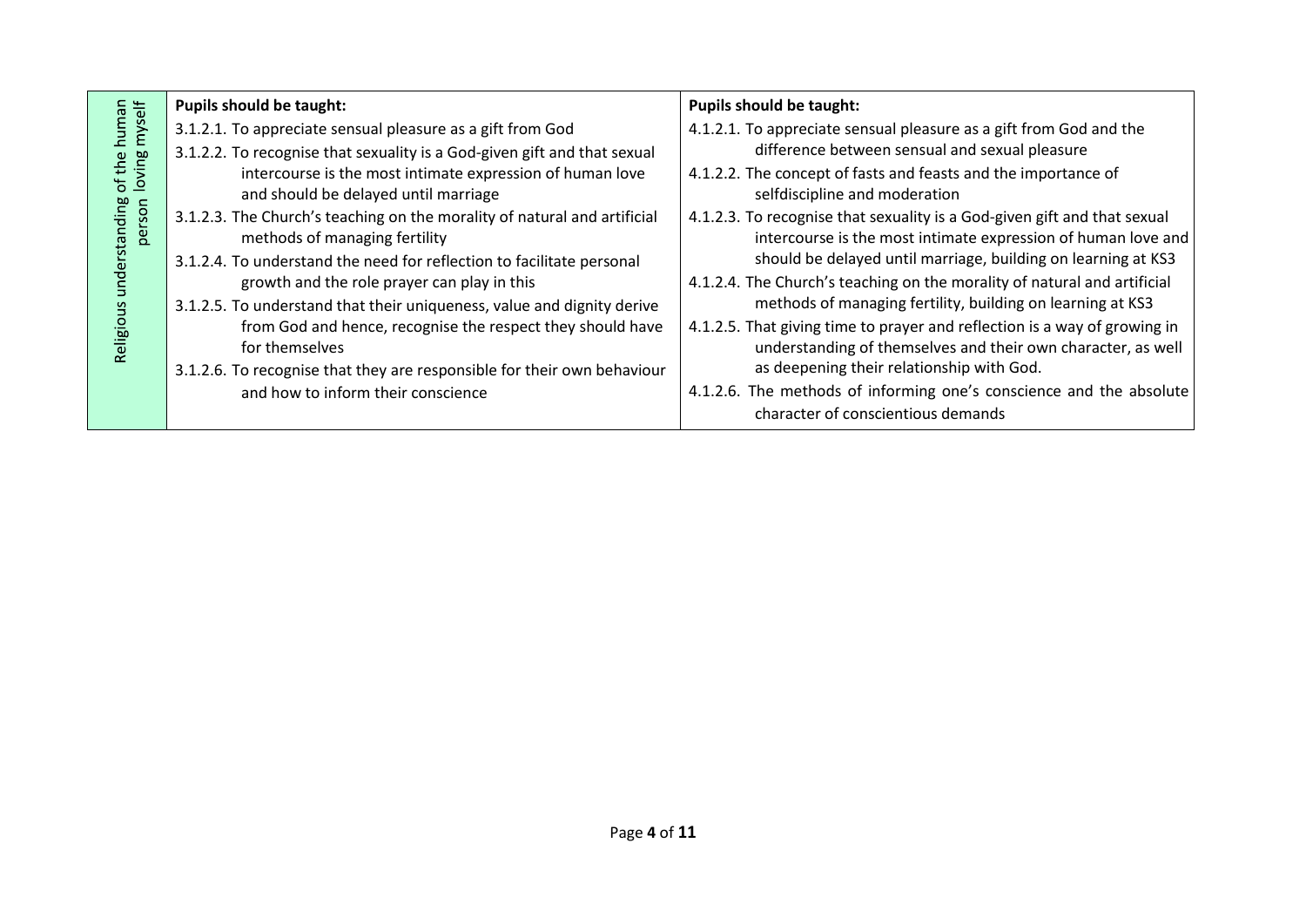| Religious understanding of the human person loving myself | Pupils should be taught: | Pupils should be taught: |
|---|---|---|
| | 3.1.2.1. To appreciate sensual pleasure as a gift from God<br>3.1.2.2. To recognise that sexuality is a God-given gift and that sexual intercourse is the most intimate expression of human love and should be delayed until marriage<br>3.1.2.3. The Church's teaching on the morality of natural and artificial methods of managing fertility<br>3.1.2.4. To understand the need for reflection to facilitate personal growth and the role prayer can play in this<br>3.1.2.5. To understand that their uniqueness, value and dignity derive from God and hence, recognise the respect they should have for themselves<br>3.1.2.6. To recognise that they are responsible for their own behaviour and how to inform their conscience | 4.1.2.1. To appreciate sensual pleasure as a gift from God and the difference between sensual and sexual pleasure<br>4.1.2.2. The concept of fasts and feasts and the importance of selfdiscipline and moderation<br>4.1.2.3. To recognise that sexuality is a God-given gift and that sexual intercourse is the most intimate expression of human love and should be delayed until marriage, building on learning at KS3<br>4.1.2.4. The Church's teaching on the morality of natural and artificial methods of managing fertility, building on learning at KS3<br>4.1.2.5. That giving time to prayer and reflection is a way of growing in understanding of themselves and their own character, as well as deepening their relationship with God.<br>4.1.2.6. The methods of informing one's conscience and the absolute character of conscientious demands |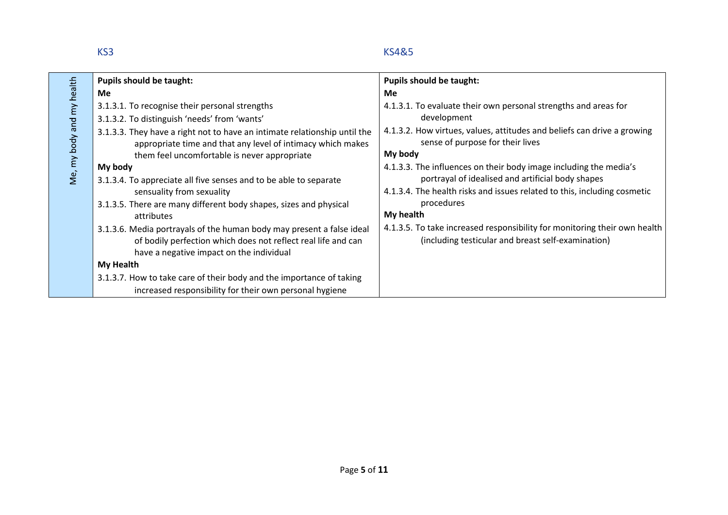| | KS3 | KS4&5 |
|---|---|---|
| Me, my body and my health | **Pupils should be taught:**<br>**Me**<br>3.1.3.1. To recognise their personal strengths<br>3.1.3.2. To distinguish 'needs' from 'wants'<br>3.1.3.3. They have a right not to have an intimate relationship until the appropriate time and that any level of intimacy which makes them feel uncomfortable is never appropriate<br>**My body**<br>3.1.3.4. To appreciate all five senses and to be able to separate sensuality from sexuality<br>3.1.3.5. There are many different body shapes, sizes and physical attributes<br>3.1.3.6. Media portrayals of the human body may present a false ideal of bodily perfection which does not reflect real life and can have a negative impact on the individual<br>**My Health**<br>3.1.3.7. How to take care of their body and the importance of taking increased responsibility for their own personal hygiene | **Pupils should be taught:**<br>**Me**<br>4.1.3.1. To evaluate their own personal strengths and areas for development<br>4.1.3.2. How virtues, values, attitudes and beliefs can drive a growing sense of purpose for their lives<br>**My body**<br>4.1.3.3. The influences on their body image including the media's portrayal of idealised and artificial body shapes<br>4.1.3.4. The health risks and issues related to this, including cosmetic procedures<br>**My health**<br>4.1.3.5. To take increased responsibility for monitoring their own health (including testicular and breast self-examination) |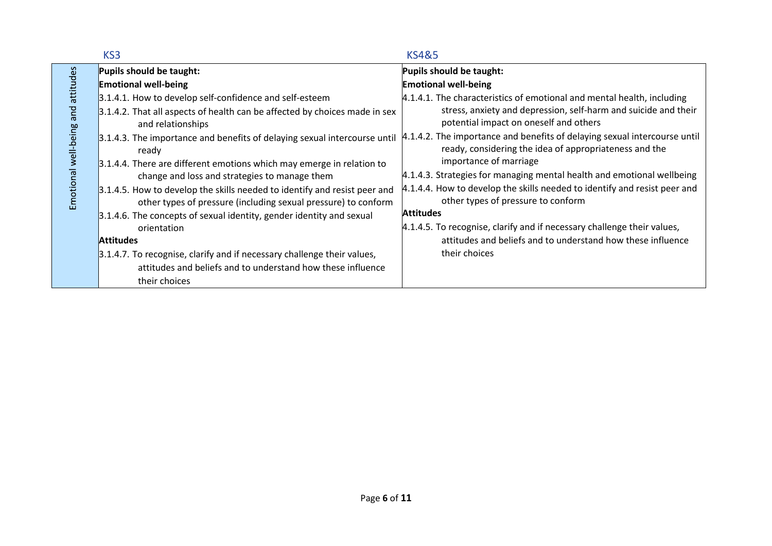| | KS3 | KS4&5 |
|---|---|---|
| Emotional well-being and attitudes | **Pupils should be taught:**<br>**Emotional well-being**<br>3.1.4.1. How to develop self-confidence and self-esteem<br>3.1.4.2. That all aspects of health can be affected by choices made in sex and relationships<br>3.1.4.3. The importance and benefits of delaying sexual intercourse until ready<br>3.1.4.4. There are different emotions which may emerge in relation to change and loss and strategies to manage them<br>3.1.4.5. How to develop the skills needed to identify and resist peer and other types of pressure (including sexual pressure) to conform<br>3.1.4.6. The concepts of sexual identity, gender identity and sexual orientation<br>**Attitudes**<br>3.1.4.7. To recognise, clarify and if necessary challenge their values, attitudes and beliefs and to understand how these influence their choices | **Pupils should be taught:**<br>**Emotional well-being**<br>4.1.4.1. The characteristics of emotional and mental health, including stress, anxiety and depression, self-harm and suicide and their potential impact on oneself and others<br>4.1.4.2. The importance and benefits of delaying sexual intercourse until ready, considering the idea of appropriateness and the importance of marriage<br>4.1.4.3. Strategies for managing mental health and emotional wellbeing<br>4.1.4.4. How to develop the skills needed to identify and resist peer and other types of pressure to conform<br>**Attitudes**<br>4.1.4.5. To recognise, clarify and if necessary challenge their values, attitudes and beliefs and to understand how these influence their choices |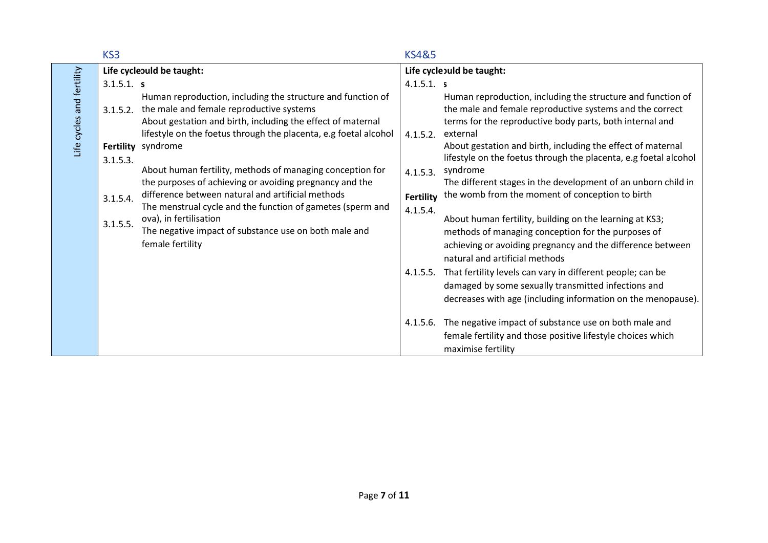| | KS3 | KS4&5 |
|---|---|---|
| Life cycles and fertility | **Life cycle** **should be taught:** | **Life cycle** **should be taught:** |
| | **s** | **s** |
| | 3.1.5.1. Human reproduction, including the structure and function of the male and female reproductive systems | 4.1.5.1. Human reproduction, including the structure and function of the male and female reproductive systems and the correct terms for the reproductive body parts, both internal and external |
| | 3.1.5.2. About gestation and birth, including the effect of maternal lifestyle on the foetus through the placenta, e.g foetal alcohol syndrome | 4.1.5.2. About gestation and birth, including the effect of maternal lifestyle on the foetus through the placenta, e.g foetal alcohol syndrome |
| | **Fertility** | 4.1.5.3. The different stages in the development of an unborn child in the womb from the moment of conception to birth |
| | 3.1.5.3. About human fertility, methods of managing conception for the purposes of achieving or avoiding pregnancy and the difference between natural and artificial methods | **Fertility** |
| | 3.1.5.4. The menstrual cycle and the function of gametes (sperm and ova), in fertilisation | 4.1.5.4. About human fertility, building on the learning at KS3; methods of managing conception for the purposes of achieving or avoiding pregnancy and the difference between natural and artificial methods |
| | 3.1.5.5. The negative impact of substance use on both male and female fertility | 4.1.5.5. That fertility levels can vary in different people; can be damaged by some sexually transmitted infections and decreases with age (including information on the menopause). |
| | | 4.1.5.6. The negative impact of substance use on both male and female fertility and those positive lifestyle choices which maximise fertility |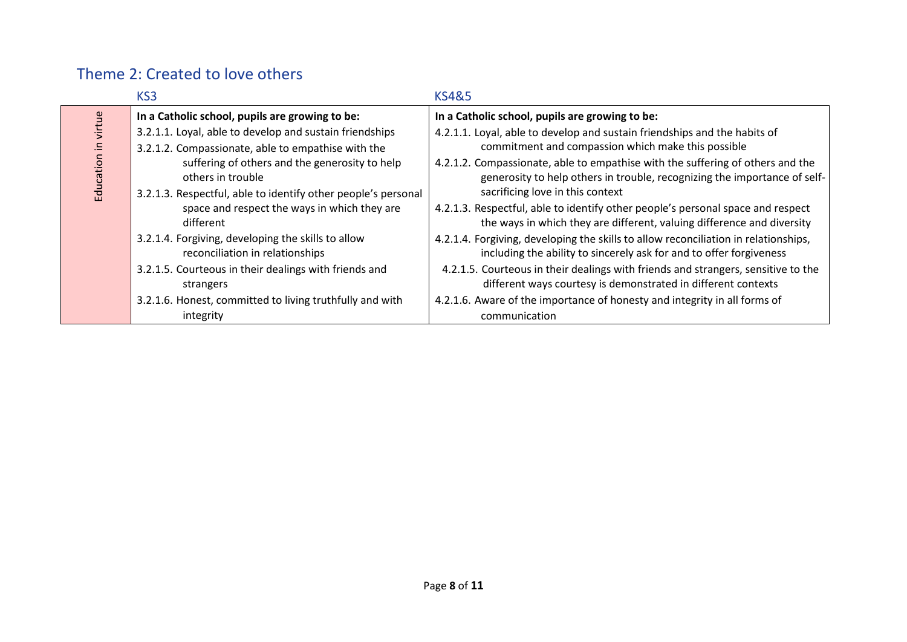## Theme 2: Created to love others

| | KS3 | KS4&5 |
|---|---|---|
| Education in virtue | **In a Catholic school, pupils are growing to be:**<br>3.2.1.1. Loyal, able to develop and sustain friendships<br>3.2.1.2. Compassionate, able to empathise with the suffering of others and the generosity to help others in trouble<br>3.2.1.3. Respectful, able to identify other people's personal space and respect the ways in which they are different<br>3.2.1.4. Forgiving, developing the skills to allow reconciliation in relationships<br>3.2.1.5. Courteous in their dealings with friends and strangers<br>3.2.1.6. Honest, committed to living truthfully and with integrity | **In a Catholic school, pupils are growing to be:**<br>4.2.1.1. Loyal, able to develop and sustain friendships and the habits of commitment and compassion which make this possible<br>4.2.1.2. Compassionate, able to empathise with the suffering of others and the generosity to help others in trouble, recognizing the importance of self-sacrificing love in this context<br>4.2.1.3. Respectful, able to identify other people's personal space and respect the ways in which they are different, valuing difference and diversity<br>4.2.1.4. Forgiving, developing the skills to allow reconciliation in relationships, including the ability to sincerely ask for and to offer forgiveness<br>4.2.1.5. Courteous in their dealings with friends and strangers, sensitive to the different ways courtesy is demonstrated in different contexts<br>4.2.1.6. Aware of the importance of honesty and integrity in all forms of communication |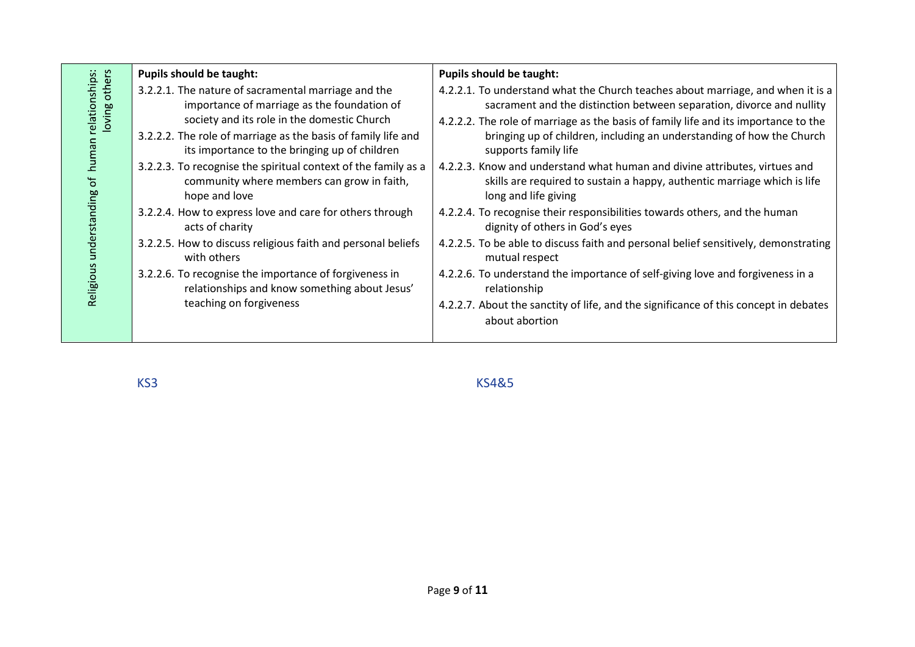| Religious understanding of human relationships: loving others | Pupils should be taught: | Pupils should be taught: |
|---|---|---|
| | 3.2.2.1. The nature of sacramental marriage and the importance of marriage as the foundation of society and its role in the domestic Church<br>3.2.2.2. The role of marriage as the basis of family life and its importance to the bringing up of children<br>3.2.2.3. To recognise the spiritual context of the family as a community where members can grow in faith, hope and love<br>3.2.2.4. How to express love and care for others through acts of charity<br>3.2.2.5. How to discuss religious faith and personal beliefs with others<br>3.2.2.6. To recognise the importance of forgiveness in relationships and know something about Jesus' teaching on forgiveness | 4.2.2.1. To understand what the Church teaches about marriage, and when it is a sacrament and the distinction between separation, divorce and nullity<br>4.2.2.2. The role of marriage as the basis of family life and its importance to the bringing up of children, including an understanding of how the Church supports family life<br>4.2.2.3. Know and understand what human and divine attributes, virtues and skills are required to sustain a happy, authentic marriage which is life long and life giving<br>4.2.2.4. To recognise their responsibilities towards others, and the human dignity of others in God's eyes<br>4.2.2.5. To be able to discuss faith and personal belief sensitively, demonstrating mutual respect<br>4.2.2.6. To understand the importance of self-giving love and forgiveness in a relationship<br>4.2.2.7. About the sanctity of life, and the significance of this concept in debates about abortion |
| | KS3 | KS4&5 |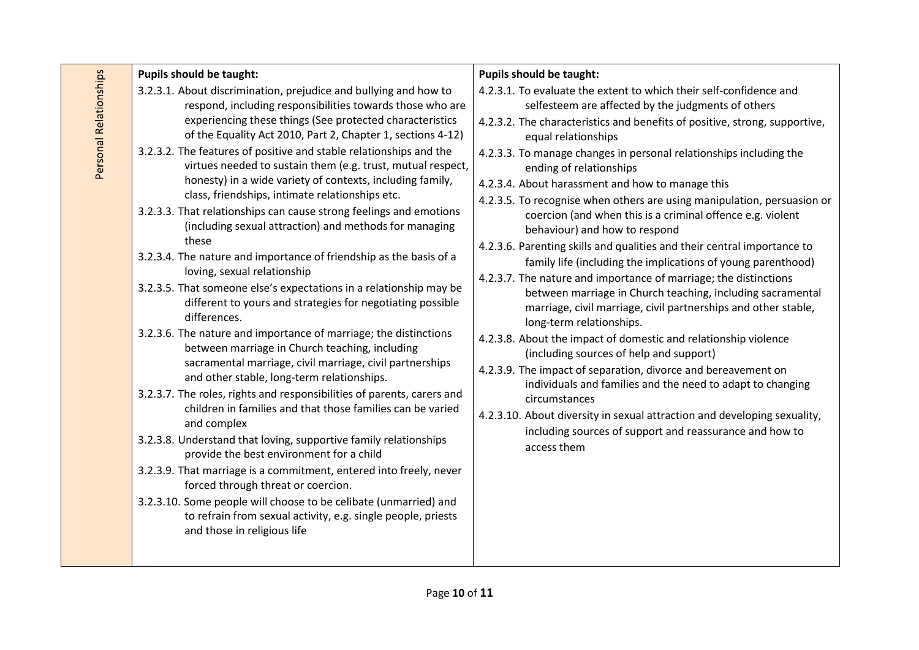| Personal Relationships | Pupils should be taught: | Pupils should be taught: |
|---|---|---|
| | 3.2.3.1. About discrimination, prejudice and bullying and how to respond, including responsibilities towards those who are experiencing these things (See protected characteristics of the Equality Act 2010, Part 2, Chapter 1, sections 4-12)<br>3.2.3.2. The features of positive and stable relationships and the virtues needed to sustain them (e.g. trust, mutual respect, honesty) in a wide variety of contexts, including family, class, friendships, intimate relationships etc.<br>3.2.3.3. That relationships can cause strong feelings and emotions (including sexual attraction) and methods for managing these<br>3.2.3.4. The nature and importance of friendship as the basis of a loving, sexual relationship<br>3.2.3.5. That someone else's expectations in a relationship may be different to yours and strategies for negotiating possible differences.<br>3.2.3.6. The nature and importance of marriage; the distinctions between marriage in Church teaching, including sacramental marriage, civil marriage, civil partnerships and other stable, long-term relationships.<br>3.2.3.7. The roles, rights and responsibilities of parents, carers and children in families and that those families can be varied and complex<br>3.2.3.8. Understand that loving, supportive family relationships provide the best environment for a child<br>3.2.3.9. That marriage is a commitment, entered into freely, never forced through threat or coercion.<br>3.2.3.10. Some people will choose to be celibate (unmarried) and to refrain from sexual activity, e.g. single people, priests and those in religious life | 4.2.3.1. To evaluate the extent to which their self-confidence and selfesteem are affected by the judgments of others<br>4.2.3.2. The characteristics and benefits of positive, strong, supportive, equal relationships<br>4.2.3.3. To manage changes in personal relationships including the ending of relationships<br>4.2.3.4. About harassment and how to manage this<br>4.2.3.5. To recognise when others are using manipulation, persuasion or coercion (and when this is a criminal offence e.g. violent behaviour) and how to respond<br>4.2.3.6. Parenting skills and qualities and their central importance to family life (including the implications of young parenthood)<br>4.2.3.7. The nature and importance of marriage; the distinctions between marriage in Church teaching, including sacramental marriage, civil marriage, civil partnerships and other stable, long-term relationships.<br>4.2.3.8. About the impact of domestic and relationship violence (including sources of help and support)<br>4.2.3.9. The impact of separation, divorce and bereavement on individuals and families and the need to adapt to changing circumstances<br>4.2.3.10. About diversity in sexual attraction and developing sexuality, including sources of support and reassurance and how to access them |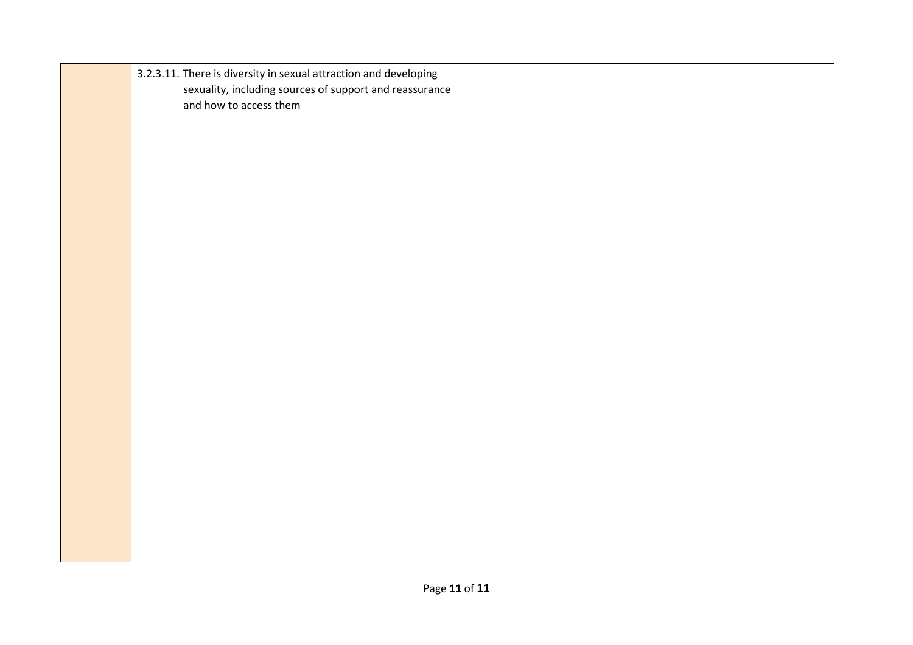| | | |
|---|---|---|
| | 3.2.3.11. There is diversity in sexual attraction and developing sexuality, including sources of support and reassurance and how to access them | |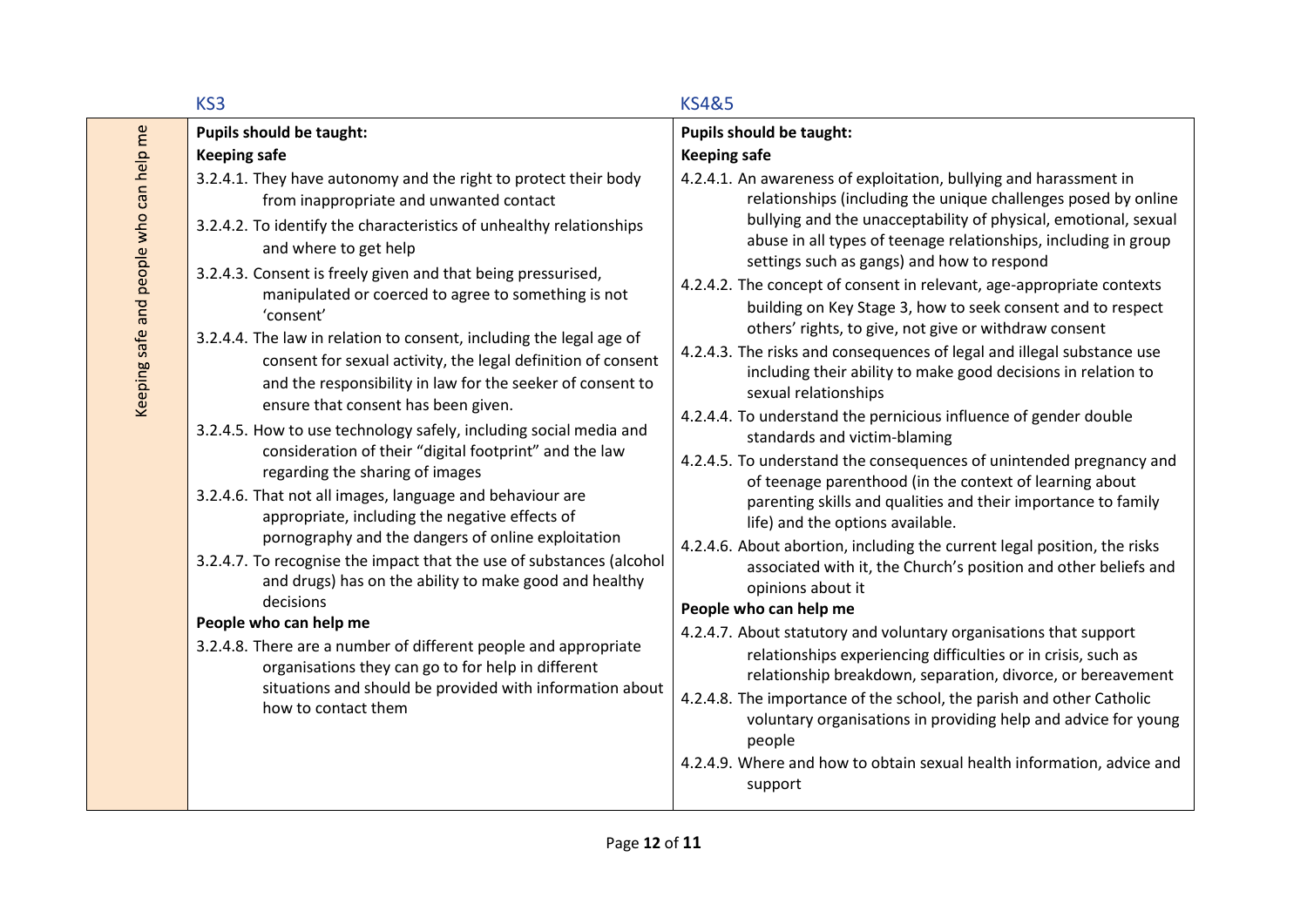| | KS3 | KS4&5 |
|---|---|---|
| Keeping safe and people who can help me | **Pupils should be taught:**<br>**Keeping safe**<br>3.2.4.1. They have autonomy and the right to protect their body from inappropriate and unwanted contact<br>3.2.4.2. To identify the characteristics of unhealthy relationships and where to get help<br>3.2.4.3. Consent is freely given and that being pressurised, manipulated or coerced to agree to something is not 'consent'<br>3.2.4.4. The law in relation to consent, including the legal age of consent for sexual activity, the legal definition of consent and the responsibility in law for the seeker of consent to ensure that consent has been given.<br>3.2.4.5. How to use technology safely, including social media and consideration of their "digital footprint" and the law regarding the sharing of images<br>3.2.4.6. That not all images, language and behaviour are appropriate, including the negative effects of pornography and the dangers of online exploitation<br>3.2.4.7. To recognise the impact that the use of substances (alcohol and drugs) has on the ability to make good and healthy decisions<br>**People who can help me**<br>3.2.4.8. There are a number of different people and appropriate organisations they can go to for help in different situations and should be provided with information about how to contact them | **Pupils should be taught:**<br>**Keeping safe**<br>4.2.4.1. An awareness of exploitation, bullying and harassment in relationships (including the unique challenges posed by online bullying and the unacceptability of physical, emotional, sexual abuse in all types of teenage relationships, including in group settings such as gangs) and how to respond<br>4.2.4.2. The concept of consent in relevant, age-appropriate contexts building on Key Stage 3, how to seek consent and to respect others' rights, to give, not give or withdraw consent<br>4.2.4.3. The risks and consequences of legal and illegal substance use including their ability to make good decisions in relation to sexual relationships<br>4.2.4.4. To understand the pernicious influence of gender double standards and victim-blaming<br>4.2.4.5. To understand the consequences of unintended pregnancy and of teenage parenthood (in the context of learning about parenting skills and qualities and their importance to family life) and the options available.<br>4.2.4.6. About abortion, including the current legal position, the risks associated with it, the Church's position and other beliefs and opinions about it<br>**People who can help me**<br>4.2.4.7. About statutory and voluntary organisations that support relationships experiencing difficulties or in crisis, such as relationship breakdown, separation, divorce, or bereavement<br>4.2.4.8. The importance of the school, the parish and other Catholic voluntary organisations in providing help and advice for young people<br>4.2.4.9. Where and how to obtain sexual health information, advice and support |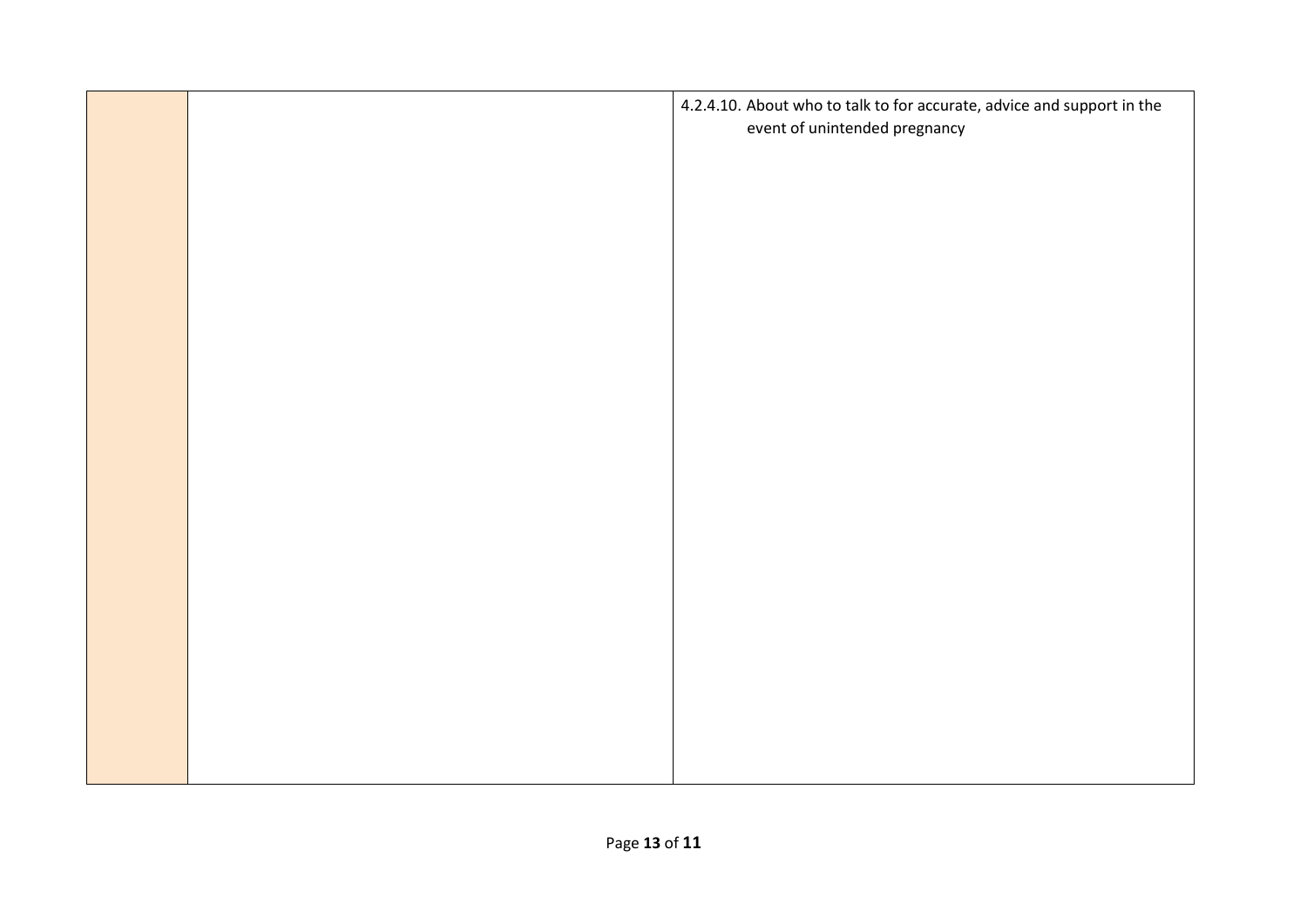| | | |
|---|---|---|
| | | 4.2.4.10. About who to talk to for accurate, advice and support in the event of unintended pregnancy |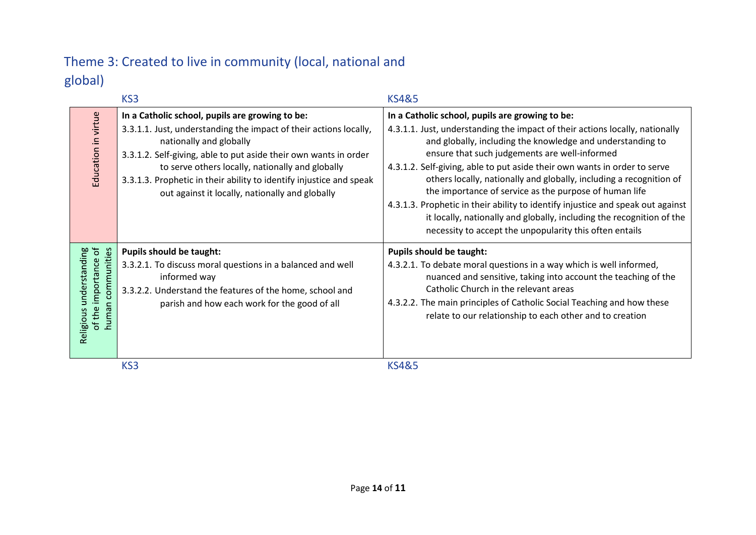## Theme 3: Created to live in community (local, national and global)

| | KS3 | KS4&5 |
|---|---|---|
| Education in virtue | **In a Catholic school, pupils are growing to be:**<br>3.3.1.1. Just, understanding the impact of their actions locally, nationally and globally<br>3.3.1.2. Self-giving, able to put aside their own wants in order to serve others locally, nationally and globally<br>3.3.1.3. Prophetic in their ability to identify injustice and speak out against it locally, nationally and globally | **In a Catholic school, pupils are growing to be:**<br>4.3.1.1. Just, understanding the impact of their actions locally, nationally and globally, including the knowledge and understanding to ensure that such judgements are well-informed<br>4.3.1.2. Self-giving, able to put aside their own wants in order to serve others locally, nationally and globally, including a recognition of the importance of service as the purpose of human life<br>4.3.1.3. Prophetic in their ability to identify injustice and speak out against it locally, nationally and globally, including the recognition of the necessity to accept the unpopularity this often entails |
| Religious understanding of the importance of human communities | **Pupils should be taught:**<br>3.3.2.1. To discuss moral questions in a balanced and well informed way<br>3.3.2.2. Understand the features of the home, school and parish and how each work for the good of all | **Pupils should be taught:**<br>4.3.2.1. To debate moral questions in a way which is well informed, nuanced and sensitive, taking into account the teaching of the Catholic Church in the relevant areas<br>4.3.2.2. The main principles of Catholic Social Teaching and how these relate to our relationship to each other and to creation |
| | KS3 | KS4&5 |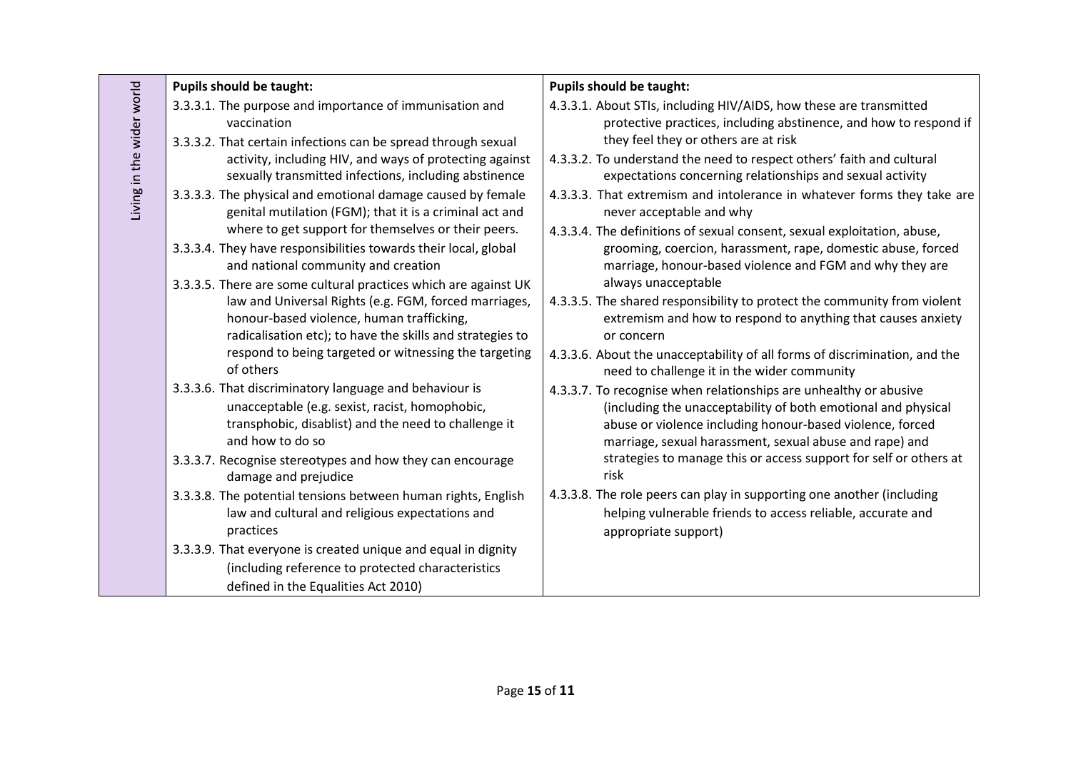| | | |
|---|---|---|
| Living in the wider world | **Pupils should be taught:**<br>3.3.3.1. The purpose and importance of immunisation and vaccination<br>3.3.3.2. That certain infections can be spread through sexual activity, including HIV, and ways of protecting against sexually transmitted infections, including abstinence<br>3.3.3.3. The physical and emotional damage caused by female genital mutilation (FGM); that it is a criminal act and where to get support for themselves or their peers.<br>3.3.3.4. They have responsibilities towards their local, global and national community and creation<br>3.3.3.5. There are some cultural practices which are against UK law and Universal Rights (e.g. FGM, forced marriages, honour-based violence, human trafficking, radicalisation etc); to have the skills and strategies to respond to being targeted or witnessing the targeting of others<br>3.3.3.6. That discriminatory language and behaviour is unacceptable (e.g. sexist, racist, homophobic, transphobic, disablist) and the need to challenge it and how to do so<br>3.3.3.7. Recognise stereotypes and how they can encourage damage and prejudice<br>3.3.3.8. The potential tensions between human rights, English law and cultural and religious expectations and practices<br>3.3.3.9. That everyone is created unique and equal in dignity (including reference to protected characteristics defined in the Equalities Act 2010) | **Pupils should be taught:**<br>4.3.3.1. About STIs, including HIV/AIDS, how these are transmitted protective practices, including abstinence, and how to respond if they feel they or others are at risk<br>4.3.3.2. To understand the need to respect others' faith and cultural expectations concerning relationships and sexual activity<br>4.3.3.3. That extremism and intolerance in whatever forms they take are never acceptable and why<br>4.3.3.4. The definitions of sexual consent, sexual exploitation, abuse, grooming, coercion, harassment, rape, domestic abuse, forced marriage, honour-based violence and FGM and why they are always unacceptable<br>4.3.3.5. The shared responsibility to protect the community from violent extremism and how to respond to anything that causes anxiety or concern<br>4.3.3.6. About the unacceptability of all forms of discrimination, and the need to challenge it in the wider community<br>4.3.3.7. To recognise when relationships are unhealthy or abusive (including the unacceptability of both emotional and physical abuse or violence including honour-based violence, forced marriage, sexual harassment, sexual abuse and rape) and strategies to manage this or access support for self or others at risk<br>4.3.3.8. The role peers can play in supporting one another (including helping vulnerable friends to access reliable, accurate and appropriate support) |